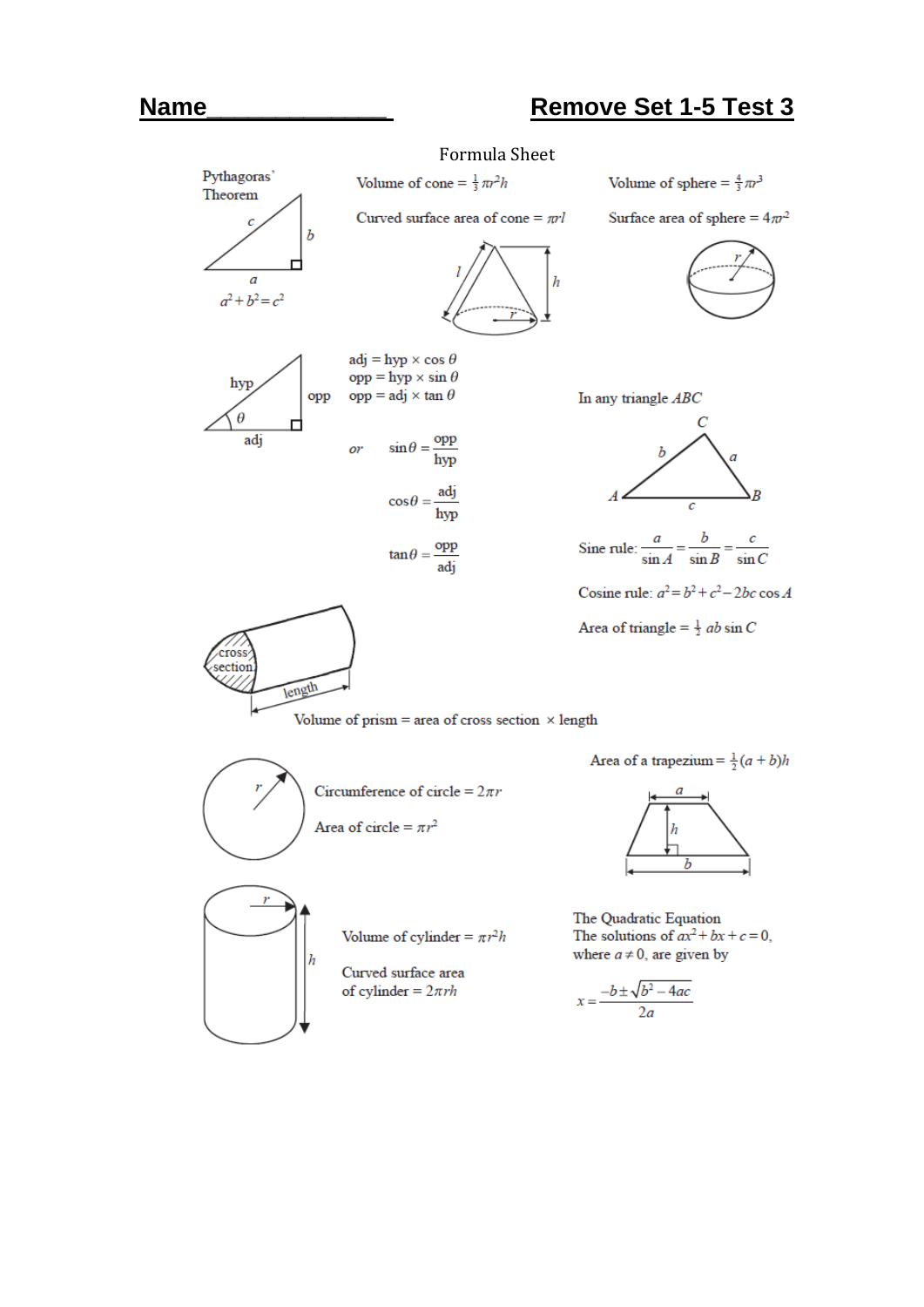**Name______________** **Remove Set 1-5 Test 3**

## Formula Sheet

**Pythagoras' Theorem**

$a^2 + b^2 = c^2$

Volume of cone $= \frac{1}{3}\pi r^2 h$

Curved surface area of cone $= \pi r l$

Volume of sphere $= \frac{4}{3}\pi r^3$

Surface area of sphere $= 4\pi r^2$

adj = hyp × cos $\theta$
opp = hyp × sin $\theta$
opp = adj × tan $\theta$

*or* $\sin\theta = \frac{\text{opp}}{\text{hyp}}$

$\cos\theta = \frac{\text{adj}}{\text{hyp}}$

$\tan\theta = \frac{\text{opp}}{\text{adj}}$

In any triangle $ABC$

Sine rule: $\frac{a}{\sin A} = \frac{b}{\sin B} = \frac{c}{\sin C}$

Cosine rule: $a^2 = b^2 + c^2 - 2bc\cos A$

Area of triangle $= \frac{1}{2}ab\sin C$

Volume of prism = area of cross section × length

Circumference of circle $= 2\pi r$

Area of circle $= \pi r^2$

Area of a trapezium $= \frac{1}{2}(a+b)h$

Volume of cylinder $= \pi r^2 h$

Curved surface area of cylinder $= 2\pi r h$

The Quadratic Equation
The solutions of $ax^2 + bx + c = 0$, where $a \neq 0$, are given by

$$x = \frac{-b \pm \sqrt{b^2 - 4ac}}{2a}$$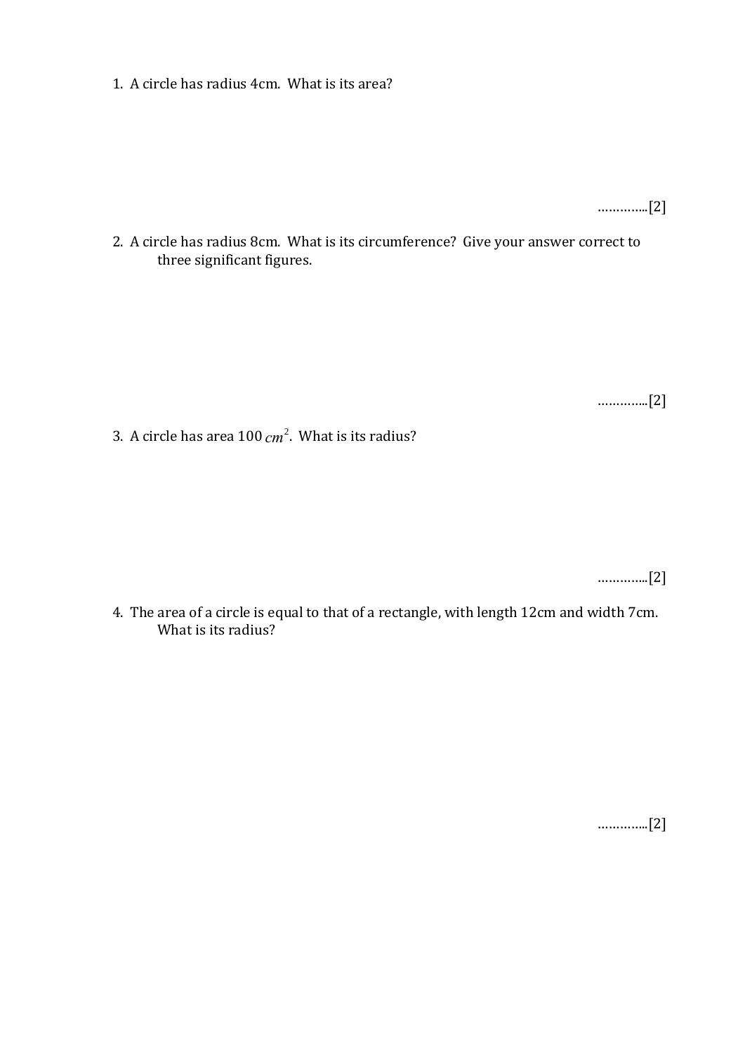1. A circle has radius 4cm. What is its area?

…………..[2]

2. A circle has radius 8cm. What is its circumference? Give your answer correct to three significant figures.

…………..[2]

3. A circle has area 100 $cm^2$. What is its radius?

…………..[2]

4. The area of a circle is equal to that of a rectangle, with length 12cm and width 7cm. What is its radius?

…………..[2]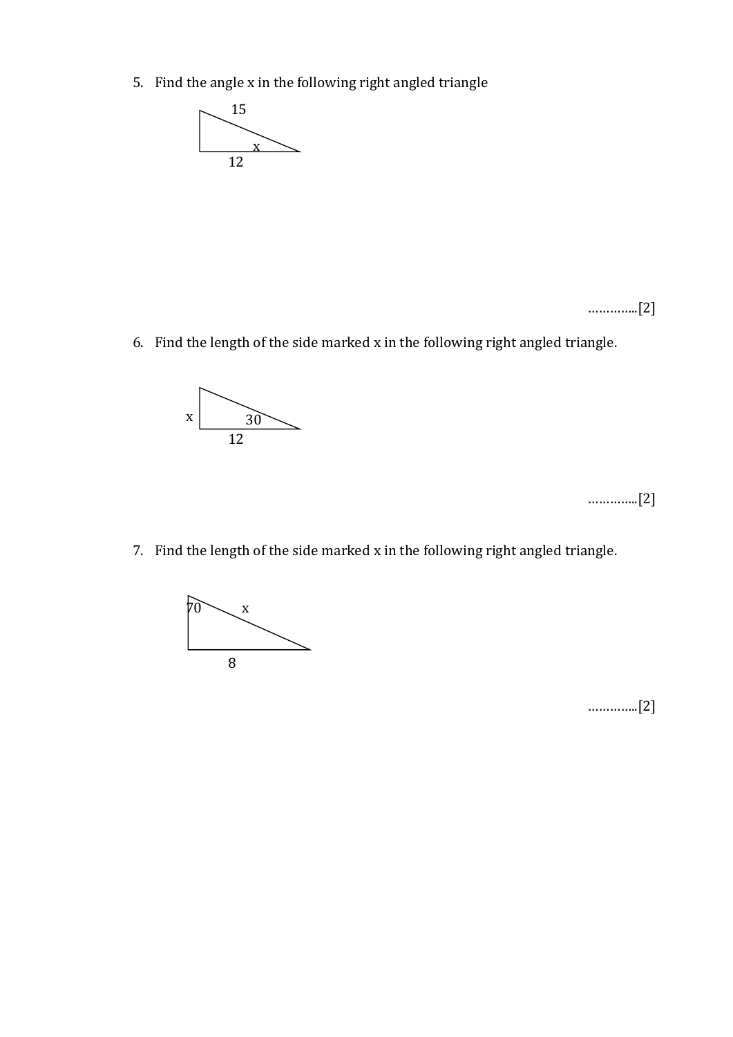5. Find the angle x in the following right angled triangle

15

x

12

…………..[2]

6. Find the length of the side marked x in the following right angled triangle.

x

30

12

…………..[2]

7. Find the length of the side marked x in the following right angled triangle.

70

x

8

…………..[2]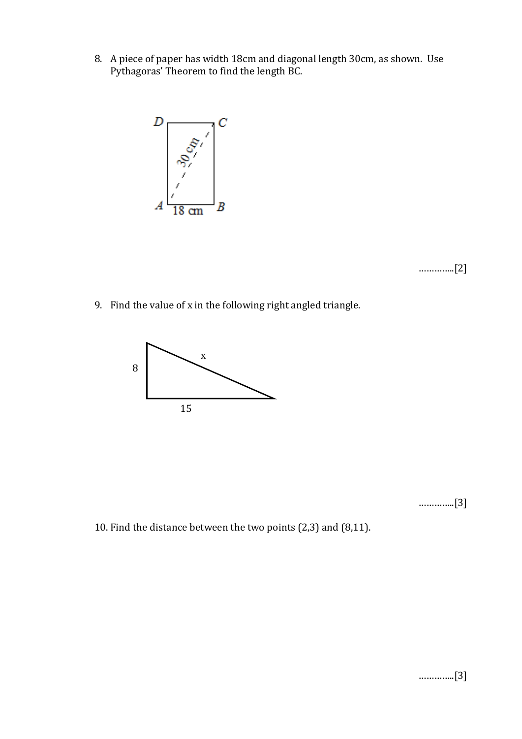8. A piece of paper has width 18cm and diagonal length 30cm, as shown. Use Pythagoras' Theorem to find the length BC.

D C

30 cm

A 18 cm B

…………..[2]

9. Find the value of x in the following right angled triangle.

x

8

15

…………..[3]

10. Find the distance between the two points (2,3) and (8,11).

…………..[3]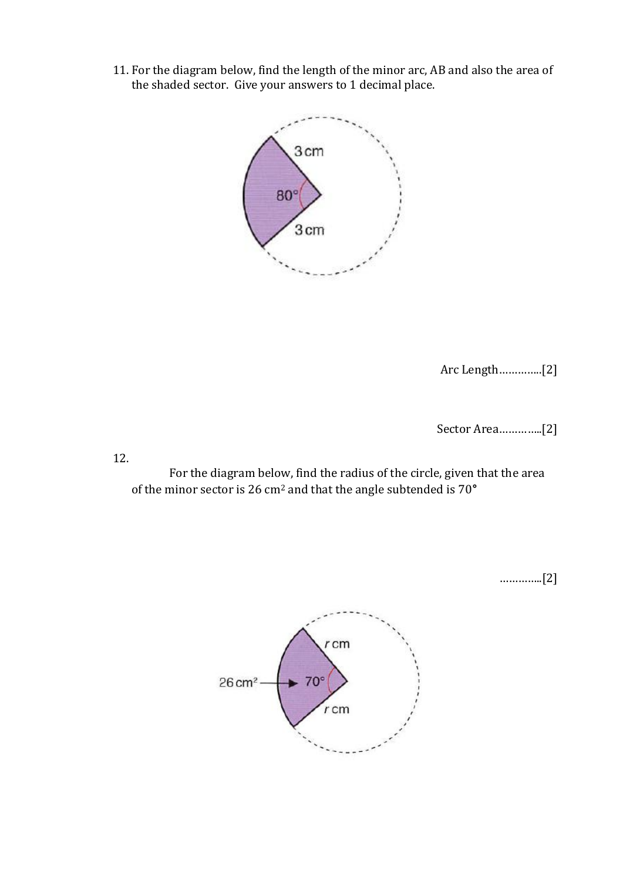11. For the diagram below, find the length of the minor arc, AB and also the area of the shaded sector. Give your answers to 1 decimal place.

Arc Length…………..[2]

Sector Area…………..[2]

12.

For the diagram below, find the radius of the circle, given that the area of the minor sector is 26 $cm^2$ and that the angle subtended is $70°$

…………..[2]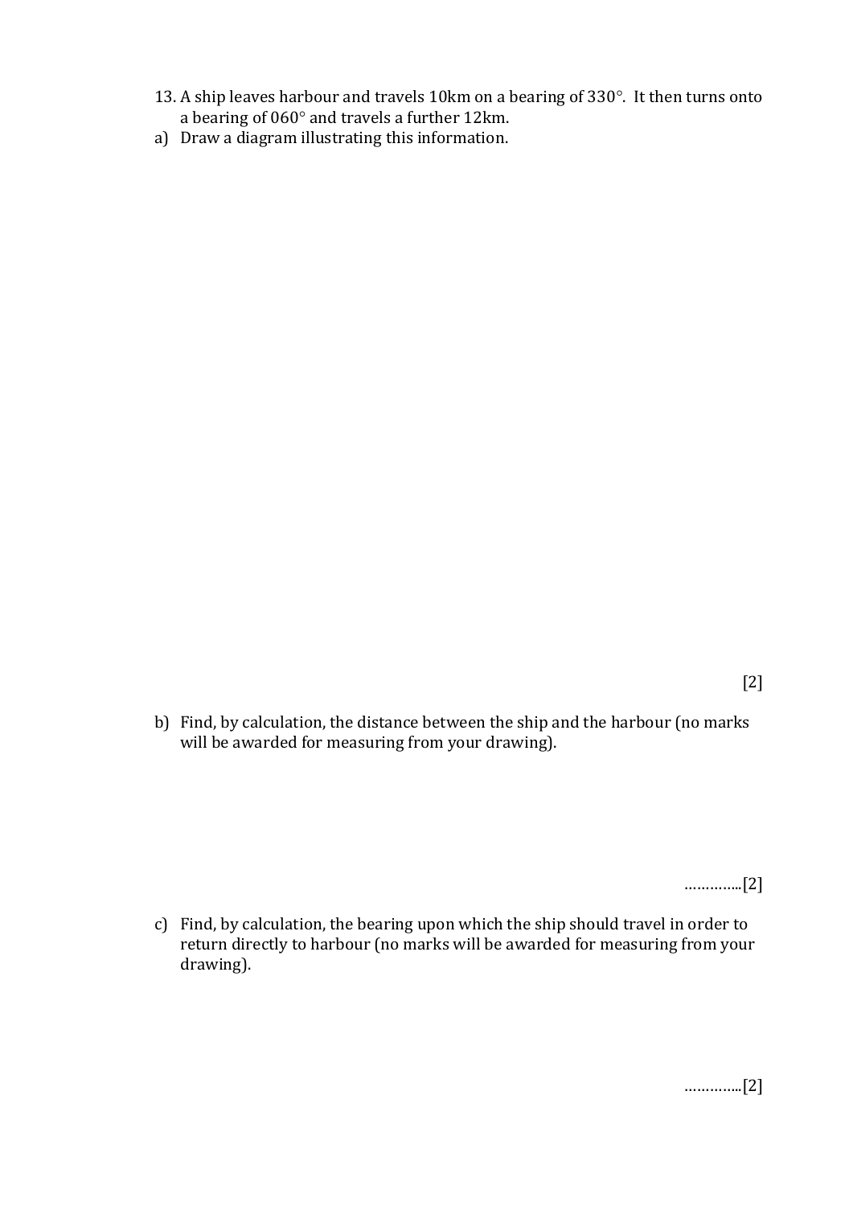13. A ship leaves harbour and travels 10km on a bearing of $330°$. It then turns onto a bearing of $060°$ and travels a further 12km.

a) Draw a diagram illustrating this information.

[2]

b) Find, by calculation, the distance between the ship and the harbour (no marks will be awarded for measuring from your drawing).

…………..[2]

c) Find, by calculation, the bearing upon which the ship should travel in order to return directly to harbour (no marks will be awarded for measuring from your drawing).

…………..[2]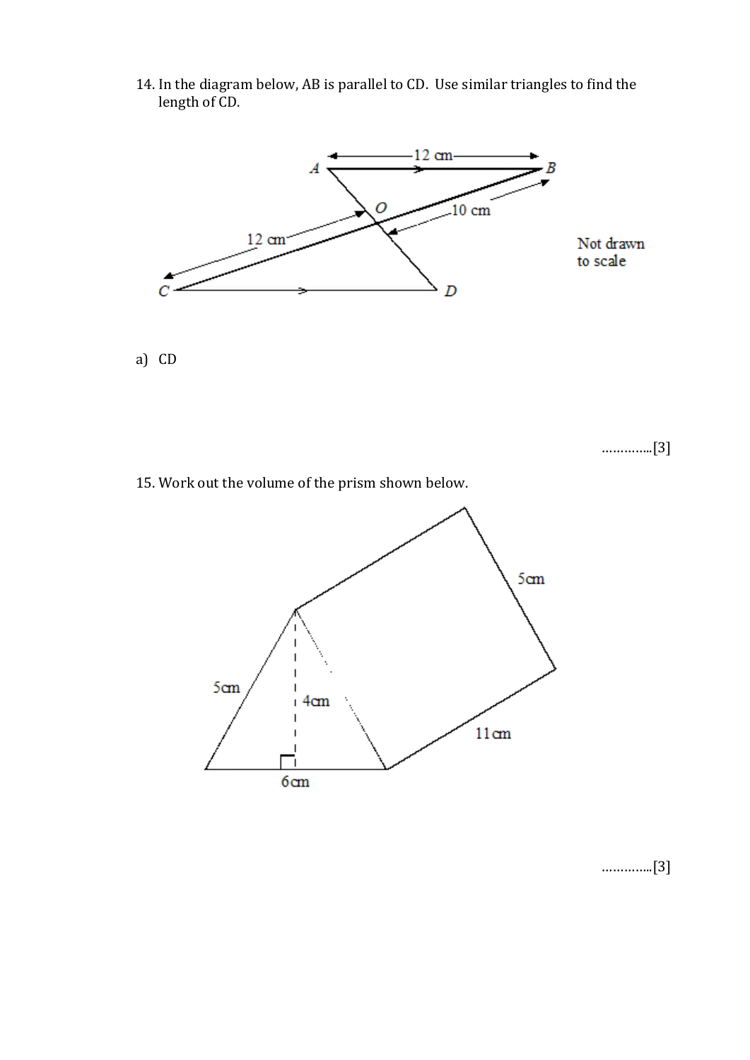14. In the diagram below, AB is parallel to CD. Use similar triangles to find the length of CD.

Not drawn to scale

a) CD

…………..[3]

15. Work out the volume of the prism shown below.

…………..[3]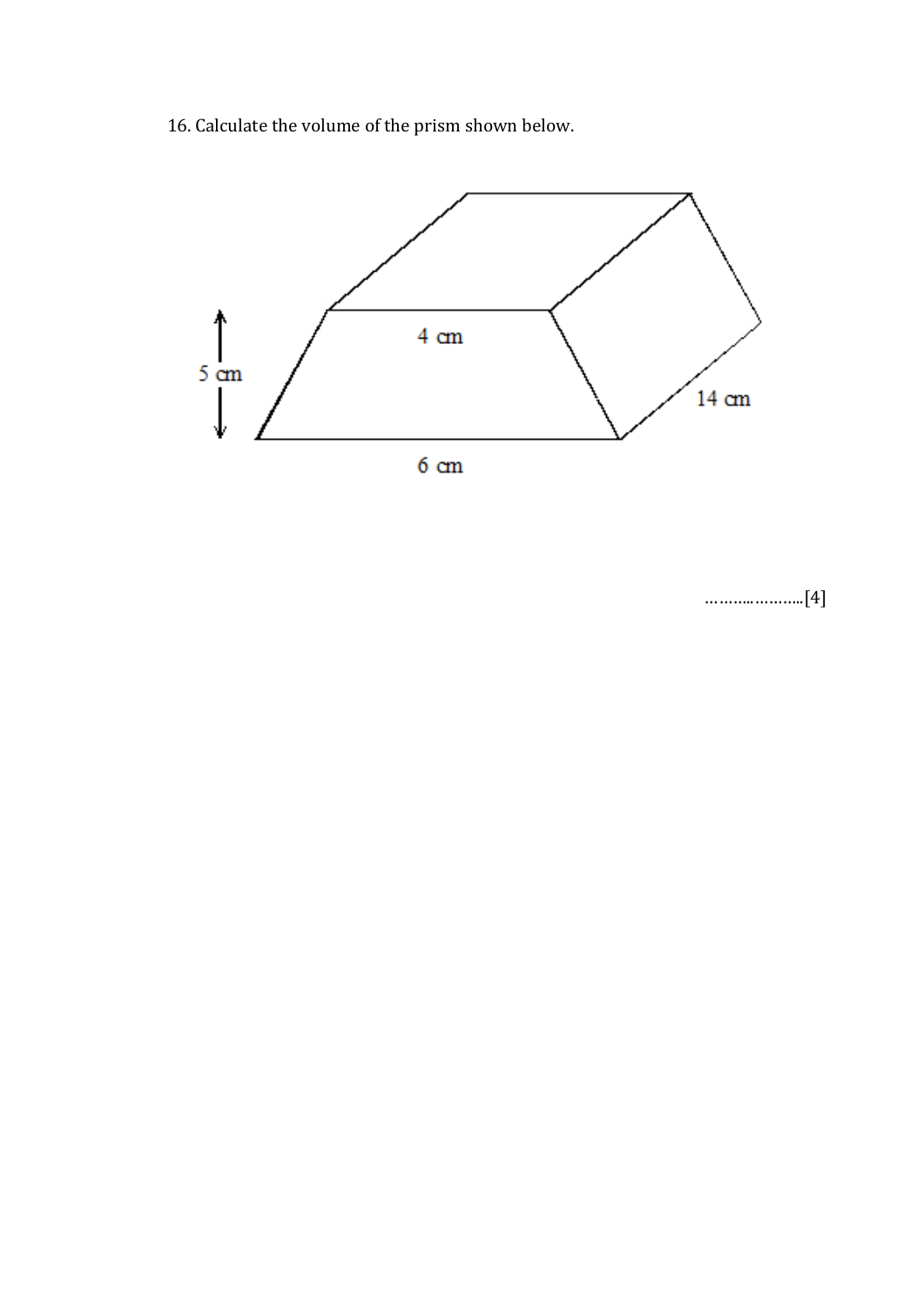16. Calculate the volume of the prism shown below.

5 cm

4 cm

6 cm

14 cm

………..………..[4]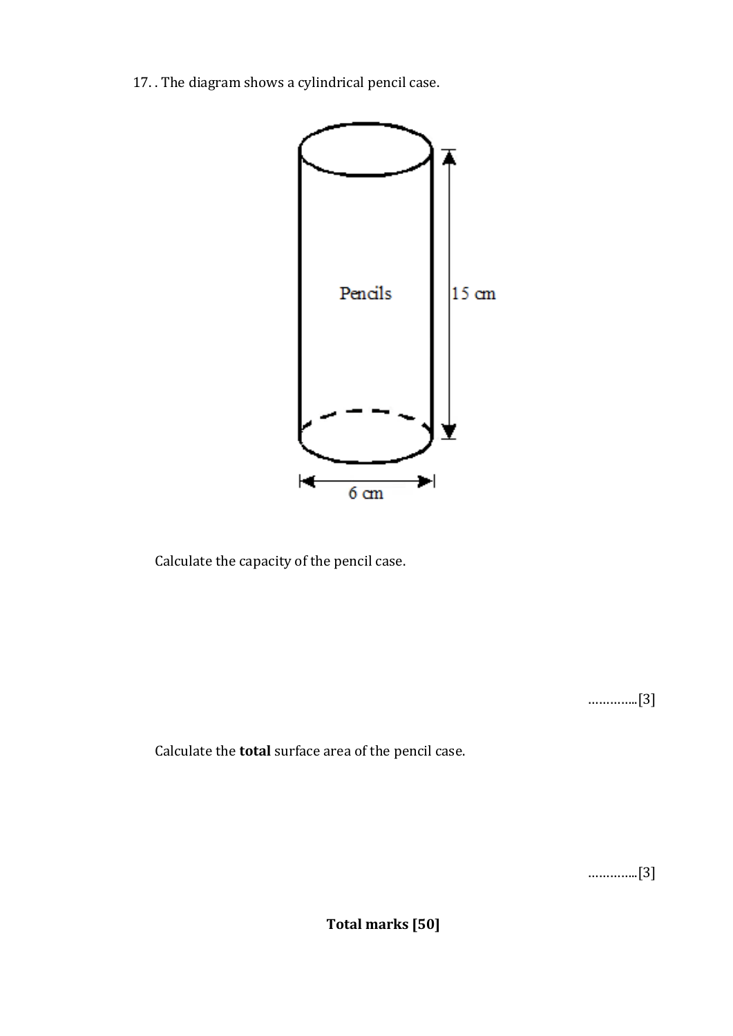17. . The diagram shows a cylindrical pencil case.

Pencils

15 cm

6 cm

Calculate the capacity of the pencil case.

…………..[3]

Calculate the **total** surface area of the pencil case.

…………..[3]

**Total marks [50]**